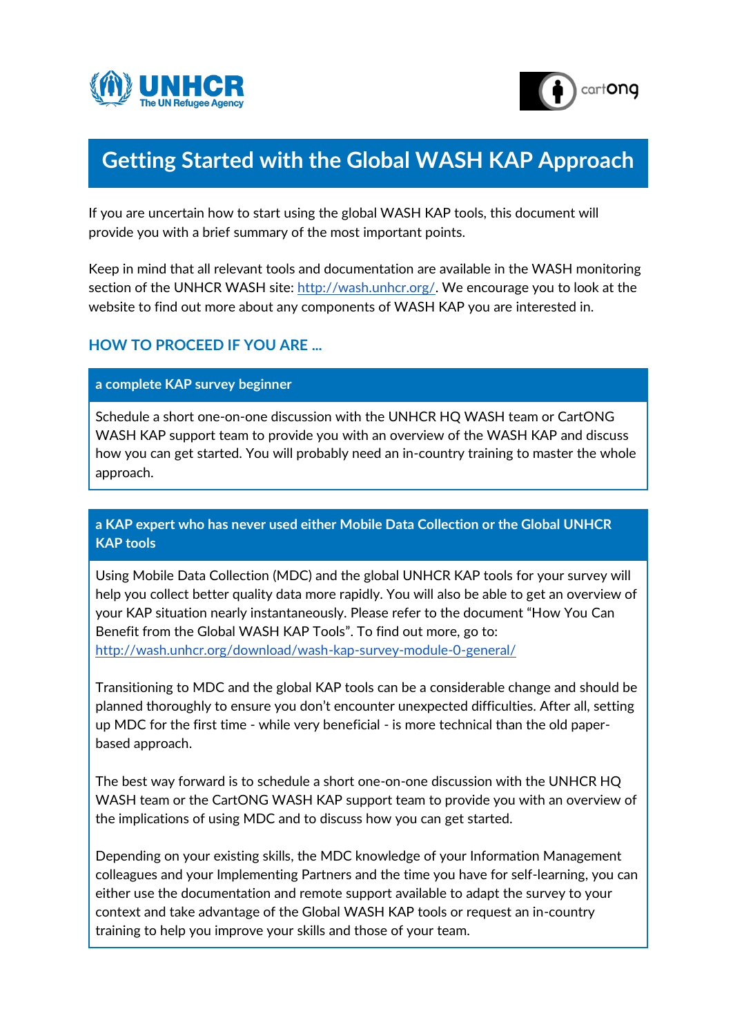# Getting Started with the Global WASH KAP Approach

If you are uncertain how to start using the global WASH KAP tools, this document will provide you with a brief summary of the most important points.

Keep in mind that all relevant tools and documentation are available in the WASH monitoring section of the UNHCR WASH site: http://wash.unhcr.org/. We encourage you to look at the website to find out more about any components of WASH KAP you are interested in.

## HOW TO PROCEED IF YOU ARE ...

### a complete KAP survey beginner

Schedule a short one-on-one discussion with the UNHCR HQ WASH team or CartONG WASH KAP support team to provide you with an overview of the WASH KAP and discuss how you can get started. You will probably need an in-country training to master the whole approach.

### a KAP expert who has never used either Mobile Data Collection or the Global UNHCR KAP tools

Using Mobile Data Collection (MDC) and the global UNHCR KAP tools for your survey will help you collect better quality data more rapidly. You will also be able to get an overview of your KAP situation nearly instantaneously. Please refer to the document "How You Can Benefit from the Global WASH KAP Tools". To find out more, go to: http://wash.unhcr.org/download/wash-kap-survey-module-0-general/

Transitioning to MDC and the global KAP tools can be a considerable change and should be planned thoroughly to ensure you don't encounter unexpected difficulties. After all, setting up MDC for the first time - while very beneficial - is more technical than the old paper-based approach.

The best way forward is to schedule a short one-on-one discussion with the UNHCR HQ WASH team or the CartONG WASH KAP support team to provide you with an overview of the implications of using MDC and to discuss how you can get started.

Depending on your existing skills, the MDC knowledge of your Information Management colleagues and your Implementing Partners and the time you have for self-learning, you can either use the documentation and remote support available to adapt the survey to your context and take advantage of the Global WASH KAP tools or request an in-country training to help you improve your skills and those of your team.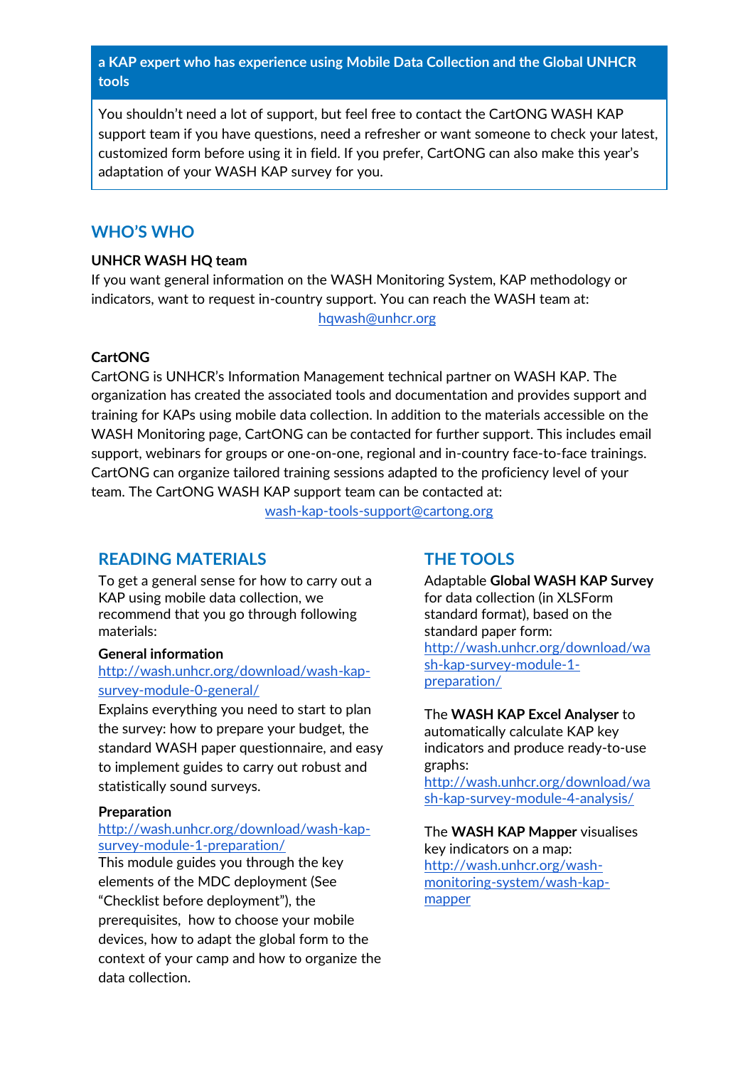**a KAP expert who has experience using Mobile Data Collection and the Global UNHCR tools**

You shouldn't need a lot of support, but feel free to contact the CartONG WASH KAP support team if you have questions, need a refresher or want someone to check your latest, customized form before using it in field. If you prefer, CartONG can also make this year's adaptation of your WASH KAP survey for you.

## WHO'S WHO

**UNHCR WASH HQ team**

If you want general information on the WASH Monitoring System, KAP methodology or indicators, want to request in-country support. You can reach the WASH team at:

hqwash@unhcr.org

**CartONG**

CartONG is UNHCR's Information Management technical partner on WASH KAP. The organization has created the associated tools and documentation and provides support and training for KAPs using mobile data collection. In addition to the materials accessible on the WASH Monitoring page, CartONG can be contacted for further support. This includes email support, webinars for groups or one-on-one, regional and in-country face-to-face trainings. CartONG can organize tailored training sessions adapted to the proficiency level of your team. The CartONG WASH KAP support team can be contacted at:

wash-kap-tools-support@cartong.org

## READING MATERIALS

To get a general sense for how to carry out a KAP using mobile data collection, we recommend that you go through following materials:

**General information**

http://wash.unhcr.org/download/wash-kap-survey-module-0-general/

Explains everything you need to start to plan the survey: how to prepare your budget, the standard WASH paper questionnaire, and easy to implement guides to carry out robust and statistically sound surveys.

**Preparation**

http://wash.unhcr.org/download/wash-kap-survey-module-1-preparation/

This module guides you through the key elements of the MDC deployment (See "Checklist before deployment"), the prerequisites, how to choose your mobile devices, how to adapt the global form to the context of your camp and how to organize the data collection.

## THE TOOLS

Adaptable **Global WASH KAP Survey** for data collection (in XLSForm standard format), based on the standard paper form:

http://wash.unhcr.org/download/wash-kap-survey-module-1-preparation/

The **WASH KAP Excel Analyser** to automatically calculate KAP key indicators and produce ready-to-use graphs:

http://wash.unhcr.org/download/wash-kap-survey-module-4-analysis/

The **WASH KAP Mapper** visualises key indicators on a map:

http://wash.unhcr.org/wash-monitoring-system/wash-kap-mapper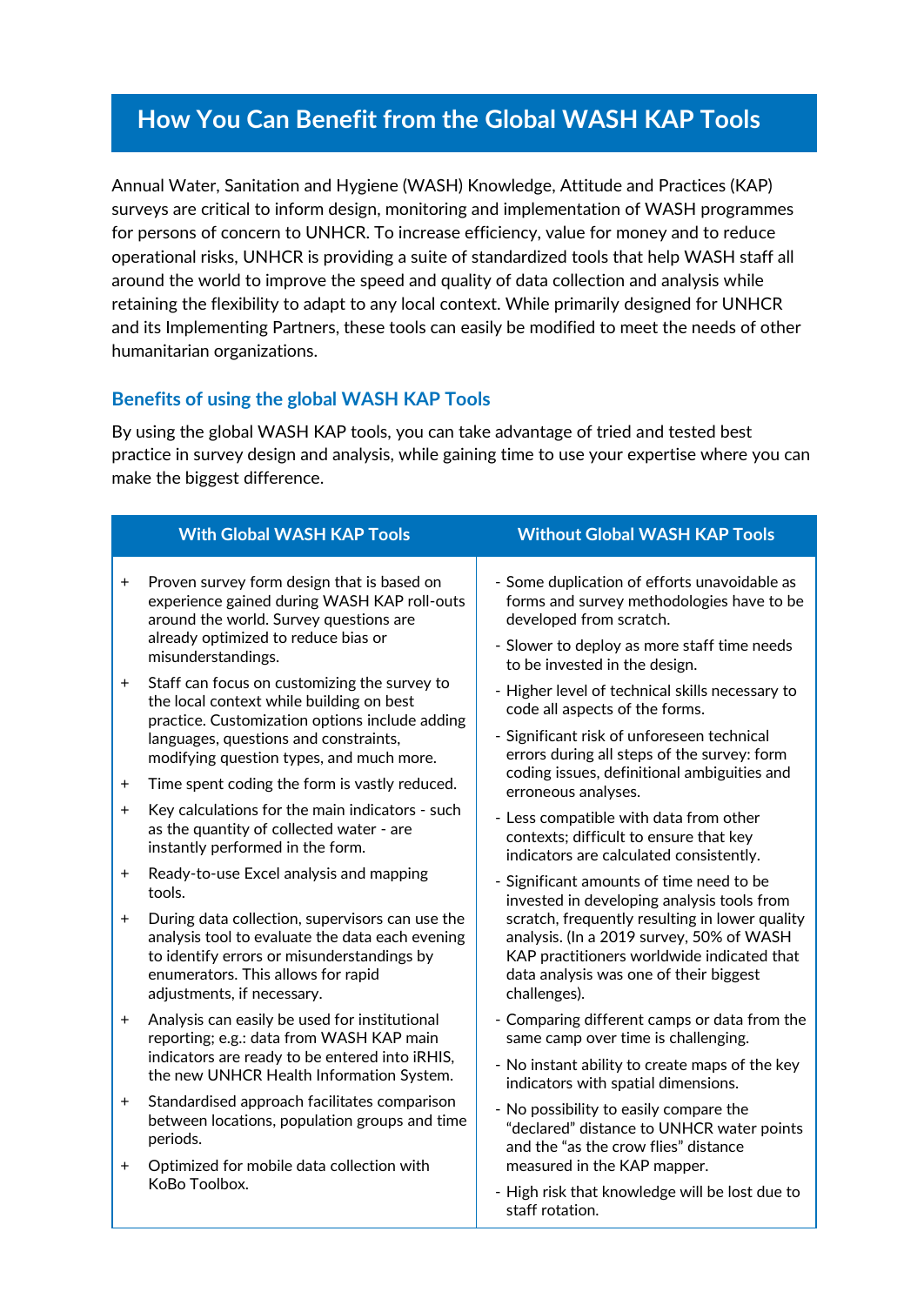# How You Can Benefit from the Global WASH KAP Tools

Annual Water, Sanitation and Hygiene (WASH) Knowledge, Attitude and Practices (KAP) surveys are critical to inform design, monitoring and implementation of WASH programmes for persons of concern to UNHCR. To increase efficiency, value for money and to reduce operational risks, UNHCR is providing a suite of standardized tools that help WASH staff all around the world to improve the speed and quality of data collection and analysis while retaining the flexibility to adapt to any local context. While primarily designed for UNHCR and its Implementing Partners, these tools can easily be modified to meet the needs of other humanitarian organizations.

## Benefits of using the global WASH KAP Tools

By using the global WASH KAP tools, you can take advantage of tried and tested best practice in survey design and analysis, while gaining time to use your expertise where you can make the biggest difference.

| With Global WASH KAP Tools | Without Global WASH KAP Tools |
|---|---|
| + Proven survey form design that is based on experience gained during WASH KAP roll-outs around the world. Survey questions are already optimized to reduce bias or misunderstandings.<br>+ Staff can focus on customizing the survey to the local context while building on best practice. Customization options include adding languages, questions and constraints, modifying question types, and much more.<br>+ Time spent coding the form is vastly reduced.<br>+ Key calculations for the main indicators - such as the quantity of collected water - are instantly performed in the form.<br>+ Ready-to-use Excel analysis and mapping tools.<br>+ During data collection, supervisors can use the analysis tool to evaluate the data each evening to identify errors or misunderstandings by enumerators. This allows for rapid adjustments, if necessary.<br>+ Analysis can easily be used for institutional reporting; e.g.: data from WASH KAP main indicators are ready to be entered into iRHIS, the new UNHCR Health Information System.<br>+ Standardised approach facilitates comparison between locations, population groups and time periods.<br>+ Optimized for mobile data collection with KoBo Toolbox. | - Some duplication of efforts unavoidable as forms and survey methodologies have to be developed from scratch.<br>- Slower to deploy as more staff time needs to be invested in the design.<br>- Higher level of technical skills necessary to code all aspects of the forms.<br>- Significant risk of unforeseen technical errors during all steps of the survey: form coding issues, definitional ambiguities and erroneous analyses.<br>- Less compatible with data from other contexts; difficult to ensure that key indicators are calculated consistently.<br>- Significant amounts of time need to be invested in developing analysis tools from scratch, frequently resulting in lower quality analysis. (In a 2019 survey, 50% of WASH KAP practitioners worldwide indicated that data analysis was one of their biggest challenges).<br>- Comparing different camps or data from the same camp over time is challenging.<br>- No instant ability to create maps of the key indicators with spatial dimensions.<br>- No possibility to easily compare the "declared" distance to UNHCR water points and the "as the crow flies" distance measured in the KAP mapper.<br>- High risk that knowledge will be lost due to staff rotation. |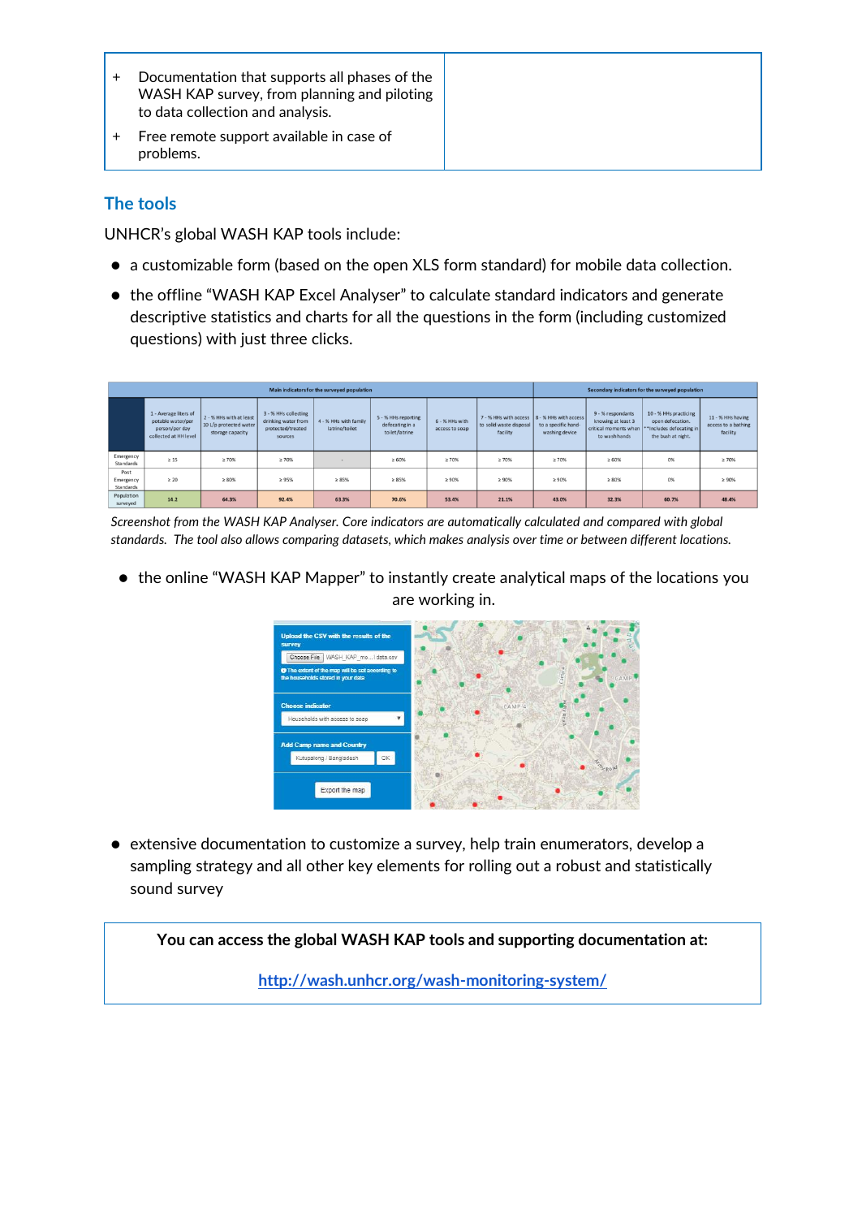| + Documentation that supports all phases of the WASH KAP survey, from planning and piloting to data collection and analysis.<br>+ Free remote support available in case of problems. | |
|---|---|

## The tools

UNHCR's global WASH KAP tools include:

- a customizable form (based on the open XLS form standard) for mobile data collection.
- the offline "WASH KAP Excel Analyser" to calculate standard indicators and generate descriptive statistics and charts for all the questions in the form (including customized questions) with just three clicks.

| | Main indicators for the surveyed population | | | | | | | Secondary indicators for the surveyed population | | | |
|---|---|---|---|---|---|---|---|---|---|---|---|
| | 1 - Average liters of potable water/per person/per day collected at HH level | 2 - % HHs with at least 10 L/p protected water storage capacity | 3 - % HHs collecting drinking water from protected/treated sources | 4 - % HHs with family latrine/toilet | 5 - % HHs reporting defecating in a toilet/latrine | 6 - % HHs with access to soap | 7 - % HHs with access to solid waste disposal facility | 8 - % HHs with access to a specific hand-washing device | 9 - % respondents knowing at least 3 critical moments when to washhands | 10 - % HHs practicing open defecation. **includes defecating in the bush at night. | 11 - % HHs having access to a bathing facility |
| Emergency Standards | ≥ 15 | ≥ 70% | ≥ 70% | - | ≥ 60% | ≥ 70% | ≥ 70% | ≥ 70% | ≥ 60% | 0% | ≥ 70% |
| Post Emergency Standards | ≥ 20 | ≥ 80% | ≥ 95% | ≥ 85% | ≥ 85% | ≥ 90% | ≥ 90% | ≥ 90% | ≥ 80% | 0% | ≥ 90% |
| Population surveyed | 14.2 | 64.3% | 92.4% | 63.3% | 70.6% | 53.4% | 21.1% | 43.0% | 32.3% | 60.7% | 48.4% |

*Screenshot from the WASH KAP Analyser. Core indicators are automatically calculated and compared with global standards. The tool also allows comparing datasets, which makes analysis over time or between different locations.*

- the online "WASH KAP Mapper" to instantly create analytical maps of the locations you are working in.

- extensive documentation to customize a survey, help train enumerators, develop a sampling strategy and all other key elements for rolling out a robust and statistically sound survey

**You can access the global WASH KAP tools and supporting documentation at:**

[http://wash.unhcr.org/wash-monitoring-system/](http://wash.unhcr.org/wash-monitoring-system/)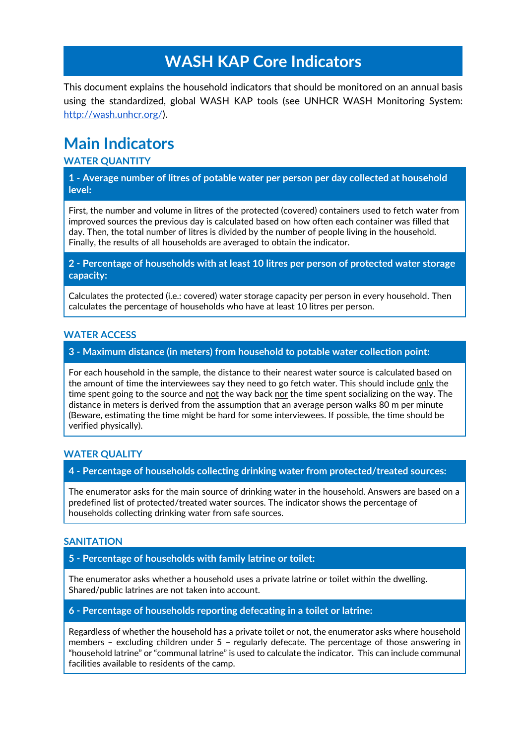# WASH KAP Core Indicators

This document explains the household indicators that should be monitored on an annual basis using the standardized, global WASH KAP tools (see UNHCR WASH Monitoring System: [http://wash.unhcr.org/](http://wash.unhcr.org/)).

## Main Indicators

### WATER QUANTITY

**1 - Average number of litres of potable water per person per day collected at household level:**

First, the number and volume in litres of the protected (covered) containers used to fetch water from improved sources the previous day is calculated based on how often each container was filled that day. Then, the total number of litres is divided by the number of people living in the household. Finally, the results of all households are averaged to obtain the indicator.

**2 - Percentage of households with at least 10 litres per person of protected water storage capacity:**

Calculates the protected (i.e.: covered) water storage capacity per person in every household. Then calculates the percentage of households who have at least 10 litres per person.

### WATER ACCESS

**3 - Maximum distance (in meters) from household to potable water collection point:**

For each household in the sample, the distance to their nearest water source is calculated based on the amount of time the interviewees say they need to go fetch water. This should include <u>only</u> the time spent going to the source and <u>not</u> the way back <u>nor</u> the time spent socializing on the way. The distance in meters is derived from the assumption that an average person walks 80 m per minute (Beware, estimating the time might be hard for some interviewees. If possible, the time should be verified physically).

### WATER QUALITY

**4 - Percentage of households collecting drinking water from protected/treated sources:**

The enumerator asks for the main source of drinking water in the household. Answers are based on a predefined list of protected/treated water sources. The indicator shows the percentage of households collecting drinking water from safe sources.

### SANITATION

**5 - Percentage of households with family latrine or toilet:**

The enumerator asks whether a household uses a private latrine or toilet within the dwelling. Shared/public latrines are not taken into account.

**6 - Percentage of households reporting defecating in a toilet or latrine:**

Regardless of whether the household has a private toilet or not, the enumerator asks where household members – excluding children under 5 – regularly defecate. The percentage of those answering in "household latrine" or "communal latrine" is used to calculate the indicator. This can include communal facilities available to residents of the camp.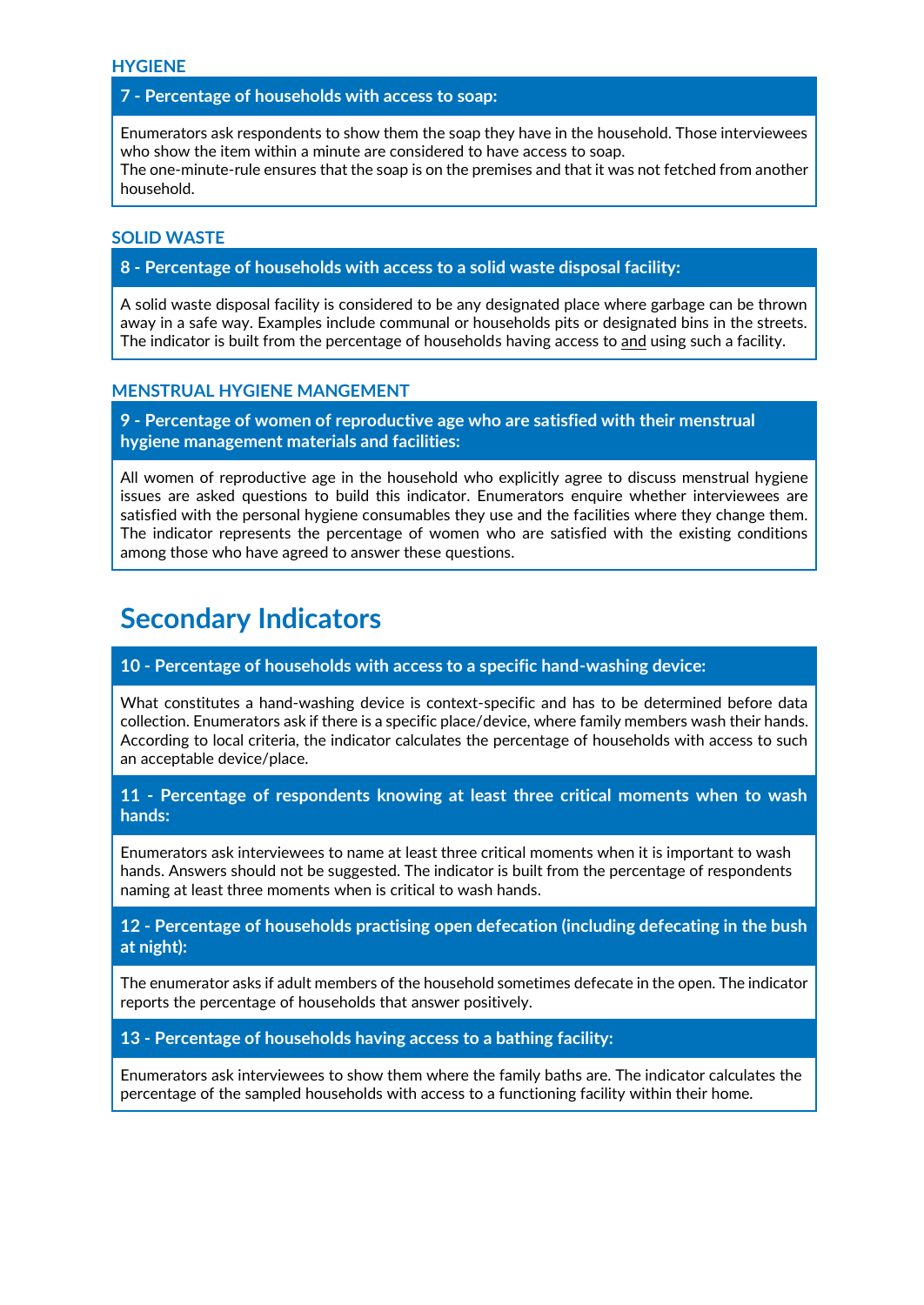### HYGIENE

#### 7 - Percentage of households with access to soap:

Enumerators ask respondents to show them the soap they have in the household. Those interviewees who show the item within a minute are considered to have access to soap.
The one-minute-rule ensures that the soap is on the premises and that it was not fetched from another household.

### SOLID WASTE

#### 8 - Percentage of households with access to a solid waste disposal facility:

A solid waste disposal facility is considered to be any designated place where garbage can be thrown away in a safe way. Examples include communal or households pits or designated bins in the streets. The indicator is built from the percentage of households having access to <u>and</u> using such a facility.

### MENSTRUAL HYGIENE MANGEMENT

#### 9 - Percentage of women of reproductive age who are satisfied with their menstrual hygiene management materials and facilities:

All women of reproductive age in the household who explicitly agree to discuss menstrual hygiene issues are asked questions to build this indicator. Enumerators enquire whether interviewees are satisfied with the personal hygiene consumables they use and the facilities where they change them. The indicator represents the percentage of women who are satisfied with the existing conditions among those who have agreed to answer these questions.

## Secondary Indicators

#### 10 - Percentage of households with access to a specific hand-washing device:

What constitutes a hand-washing device is context-specific and has to be determined before data collection. Enumerators ask if there is a specific place/device, where family members wash their hands. According to local criteria, the indicator calculates the percentage of households with access to such an acceptable device/place.

#### 11 - Percentage of respondents knowing at least three critical moments when to wash hands:

Enumerators ask interviewees to name at least three critical moments when it is important to wash hands. Answers should not be suggested. The indicator is built from the percentage of respondents naming at least three moments when is critical to wash hands.

#### 12 - Percentage of households practising open defecation (including defecating in the bush at night):

The enumerator asks if adult members of the household sometimes defecate in the open. The indicator reports the percentage of households that answer positively.

#### 13 - Percentage of households having access to a bathing facility:

Enumerators ask interviewees to show them where the family baths are. The indicator calculates the percentage of the sampled households with access to a functioning facility within their home.